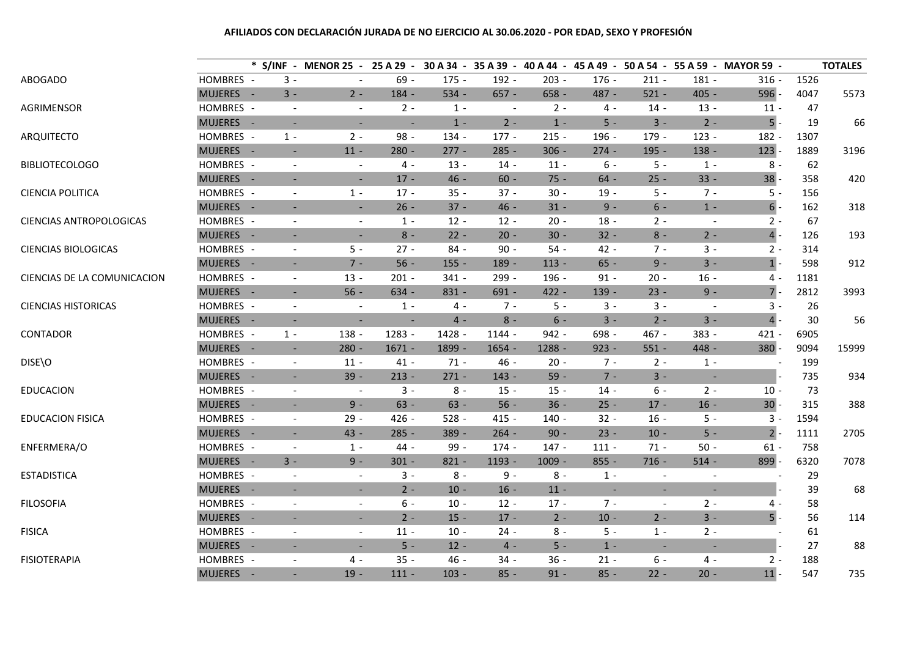**AFILIADOS CON DECLARACIÓN JURADA DE NO EJERCICIO AL 30.06.2020 - POR EDAD, SEXO Y PROFESIÓN**

| | | * S/INF | MENOR 25 | 25 A 29 | 30 A 34 | 35 A 39 | 40 A 44 | 45 A 49 | 50 A 54 | 55 A 59 | MAYOR 59 | | TOTALES |
|---|---|---|---|---|---|---|---|---|---|---|---|---|---|
| ABOGADO | HOMBRES | 3 | - | 69 | 175 | 192 | 203 | 176 | 211 | 181 | 316 | 1526 | |
| | MUJERES | 3 | 2 | 184 | 534 | 657 | 658 | 487 | 521 | 405 | 596 | 4047 | 5573 |
| AGRIMENSOR | HOMBRES | - | - | 2 | 1 | - | 2 | 4 | 14 | 13 | 11 | 47 | |
| | MUJERES | - | - | - | 1 | 2 | 1 | 5 | 3 | 2 | 5 | 19 | 66 |
| ARQUITECTO | HOMBRES | 1 | 2 | 98 | 134 | 177 | 215 | 196 | 179 | 123 | 182 | 1307 | |
| | MUJERES | - | 11 | 280 | 277 | 285 | 306 | 274 | 195 | 138 | 123 | 1889 | 3196 |
| BIBLIOTECOLOGO | HOMBRES | - | - | 4 | 13 | 14 | 11 | 6 | 5 | 1 | 8 | 62 | |
| | MUJERES | - | - | 17 | 46 | 60 | 75 | 64 | 25 | 33 | 38 | 358 | 420 |
| CIENCIA POLITICA | HOMBRES | - | 1 | 17 | 35 | 37 | 30 | 19 | 5 | 7 | 5 | 156 | |
| | MUJERES | - | - | 26 | 37 | 46 | 31 | 9 | 6 | 1 | 6 | 162 | 318 |
| CIENCIAS ANTROPOLOGICAS | HOMBRES | - | - | 1 | 12 | 12 | 20 | 18 | 2 | - | 2 | 67 | |
| | MUJERES | - | - | 8 | 22 | 20 | 30 | 32 | 8 | 2 | 4 | 126 | 193 |
| CIENCIAS BIOLOGICAS | HOMBRES | - | 5 | 27 | 84 | 90 | 54 | 42 | 7 | 3 | 2 | 314 | |
| | MUJERES | - | 7 | 56 | 155 | 189 | 113 | 65 | 9 | 3 | 1 | 598 | 912 |
| CIENCIAS DE LA COMUNICACION | HOMBRES | - | 13 | 201 | 341 | 299 | 196 | 91 | 20 | 16 | 4 | 1181 | |
| | MUJERES | - | 56 | 634 | 831 | 691 | 422 | 139 | 23 | 9 | 7 | 2812 | 3993 |
| CIENCIAS HISTORICAS | HOMBRES | - | - | 1 | 4 | 7 | 5 | 3 | 3 | - | 3 | 26 | |
| | MUJERES | - | - | - | 4 | 8 | 6 | 3 | 2 | 3 | 4 | 30 | 56 |
| CONTADOR | HOMBRES | 1 | 138 | 1283 | 1428 | 1144 | 942 | 698 | 467 | 383 | 421 | 6905 | |
| | MUJERES | - | 280 | 1671 | 1899 | 1654 | 1288 | 923 | 551 | 448 | 380 | 9094 | 15999 |
| DISE\O | HOMBRES | - | 11 | 41 | 71 | 46 | 20 | 7 | 2 | 1 | - | 199 | |
| | MUJERES | - | 39 | 213 | 271 | 143 | 59 | 7 | 3 | - | - | 735 | 934 |
| EDUCACION | HOMBRES | - | - | 3 | 8 | 15 | 15 | 14 | 6 | 2 | 10 | 73 | |
| | MUJERES | - | 9 | 63 | 63 | 56 | 36 | 25 | 17 | 16 | 30 | 315 | 388 |
| EDUCACION FISICA | HOMBRES | - | 29 | 426 | 528 | 415 | 140 | 32 | 16 | 5 | 3 | 1594 | |
| | MUJERES | - | 43 | 285 | 389 | 264 | 90 | 23 | 10 | 5 | 2 | 1111 | 2705 |
| ENFERMERA/O | HOMBRES | - | 1 | 44 | 99 | 174 | 147 | 111 | 71 | 50 | 61 | 758 | |
| | MUJERES | 3 | 9 | 301 | 821 | 1193 | 1009 | 855 | 716 | 514 | 899 | 6320 | 7078 |
| ESTADISTICA | HOMBRES | - | - | 3 | 8 | 9 | 8 | 1 | - | - | - | 29 | |
| | MUJERES | - | - | 2 | 10 | 16 | 11 | - | - | - | - | 39 | 68 |
| FILOSOFIA | HOMBRES | - | - | 6 | 10 | 12 | 17 | 7 | - | 2 | 4 | 58 | |
| | MUJERES | - | - | 2 | 15 | 17 | 2 | 10 | 2 | 3 | 5 | 56 | 114 |
| FISICA | HOMBRES | - | - | 11 | 10 | 24 | 8 | 5 | 1 | 2 | - | 61 | |
| | MUJERES | - | - | 5 | 12 | 4 | 5 | 1 | - | - | - | 27 | 88 |
| FISIOTERAPIA | HOMBRES | - | 4 | 35 | 46 | 34 | 36 | 21 | 6 | 4 | 2 | 188 | |
| | MUJERES | - | 19 | 111 | 103 | 85 | 91 | 85 | 22 | 20 | 11 | 547 | 735 |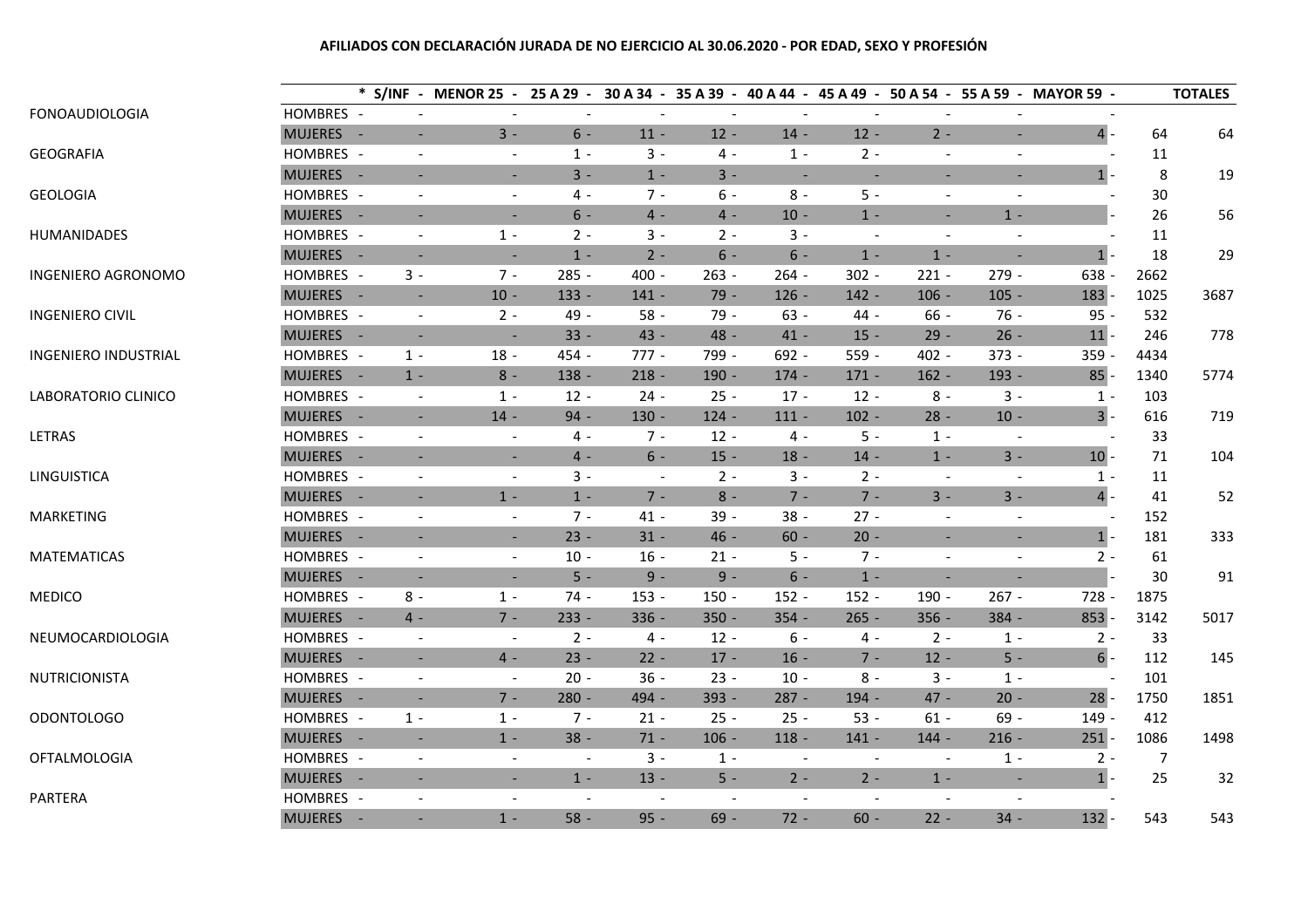**AFILIADOS CON DECLARACIÓN JURADA DE NO EJERCICIO AL 30.06.2020 - POR EDAD, SEXO Y PROFESIÓN**

| | | * S/INF | MENOR 25 | 25 A 29 | 30 A 34 | 35 A 39 | 40 A 44 | 45 A 49 | 50 A 54 | 55 A 59 | MAYOR 59 | | TOTALES |
|---|---|---|---|---|---|---|---|---|---|---|---|---|---|
| FONOAUDIOLOGIA | HOMBRES | - | - | - | - | - | - | - | - | - | - | | |
| | MUJERES | - | 3 | 6 | 11 | 12 | 14 | 12 | 2 | - | 4 | 64 | 64 |
| GEOGRAFIA | HOMBRES | - | - | 1 | 3 | 4 | 1 | 2 | - | - | - | 11 | |
| | MUJERES | - | - | 3 | 1 | 3 | - | - | - | - | 1 | 8 | 19 |
| GEOLOGIA | HOMBRES | - | - | 4 | 7 | 6 | 8 | 5 | - | - | - | 30 | |
| | MUJERES | - | - | 6 | 4 | 4 | 10 | 1 | - | 1 | | 26 | 56 |
| HUMANIDADES | HOMBRES | - | 1 | 2 | 3 | 2 | 3 | - | - | - | - | 11 | |
| | MUJERES | - | - | 1 | 2 | 6 | 6 | 1 | 1 | - | 1 | 18 | 29 |
| INGENIERO AGRONOMO | HOMBRES | 3 | 7 | 285 | 400 | 263 | 264 | 302 | 221 | 279 | 638 | 2662 | |
| | MUJERES | - | 10 | 133 | 141 | 79 | 126 | 142 | 106 | 105 | 183 | 1025 | 3687 |
| INGENIERO CIVIL | HOMBRES | - | 2 | 49 | 58 | 79 | 63 | 44 | 66 | 76 | 95 | 532 | |
| | MUJERES | - | - | 33 | 43 | 48 | 41 | 15 | 29 | 26 | 11 | 246 | 778 |
| INGENIERO INDUSTRIAL | HOMBRES | 1 | 18 | 454 | 777 | 799 | 692 | 559 | 402 | 373 | 359 | 4434 | |
| | MUJERES | 1 | 8 | 138 | 218 | 190 | 174 | 171 | 162 | 193 | 85 | 1340 | 5774 |
| LABORATORIO CLINICO | HOMBRES | - | 1 | 12 | 24 | 25 | 17 | 12 | 8 | 3 | 1 | 103 | |
| | MUJERES | - | 14 | 94 | 130 | 124 | 111 | 102 | 28 | 10 | 3 | 616 | 719 |
| LETRAS | HOMBRES | - | - | 4 | 7 | 12 | 4 | 5 | 1 | - | - | 33 | |
| | MUJERES | - | - | 4 | 6 | 15 | 18 | 14 | 1 | 3 | 10 | 71 | 104 |
| LINGUISTICA | HOMBRES | - | - | 3 | - | 2 | 3 | 2 | - | - | 1 | 11 | |
| | MUJERES | - | 1 | 1 | 7 | 8 | 7 | 7 | 3 | 3 | 4 | 41 | 52 |
| MARKETING | HOMBRES | - | - | 7 | 41 | 39 | 38 | 27 | - | - | - | 152 | |
| | MUJERES | - | - | 23 | 31 | 46 | 60 | 20 | - | - | 1 | 181 | 333 |
| MATEMATICAS | HOMBRES | - | - | 10 | 16 | 21 | 5 | 7 | - | - | 2 | 61 | |
| | MUJERES | - | - | 5 | 9 | 9 | 6 | 1 | - | - | | 30 | 91 |
| MEDICO | HOMBRES | 8 | 1 | 74 | 153 | 150 | 152 | 152 | 190 | 267 | 728 | 1875 | |
| | MUJERES | 4 | 7 | 233 | 336 | 350 | 354 | 265 | 356 | 384 | 853 | 3142 | 5017 |
| NEUMOCARDIOLOGIA | HOMBRES | - | - | 2 | 4 | 12 | 6 | 4 | 2 | 1 | 2 | 33 | |
| | MUJERES | - | 4 | 23 | 22 | 17 | 16 | 7 | 12 | 5 | 6 | 112 | 145 |
| NUTRICIONISTA | HOMBRES | - | - | 20 | 36 | 23 | 10 | 8 | 3 | 1 | - | 101 | |
| | MUJERES | - | 7 | 280 | 494 | 393 | 287 | 194 | 47 | 20 | 28 | 1750 | 1851 |
| ODONTOLOGO | HOMBRES | 1 | 1 | 7 | 21 | 25 | 25 | 53 | 61 | 69 | 149 | 412 | |
| | MUJERES | - | 1 | 38 | 71 | 106 | 118 | 141 | 144 | 216 | 251 | 1086 | 1498 |
| OFTALMOLOGIA | HOMBRES | - | - | - | 3 | 1 | - | - | - | 1 | 2 | 7 | |
| | MUJERES | - | - | 1 | 13 | 5 | 2 | 2 | 1 | - | 1 | 25 | 32 |
| PARTERA | HOMBRES | - | - | - | - | - | - | - | - | - | - | | |
| | MUJERES | - | 1 | 58 | 95 | 69 | 72 | 60 | 22 | 34 | 132 | 543 | 543 |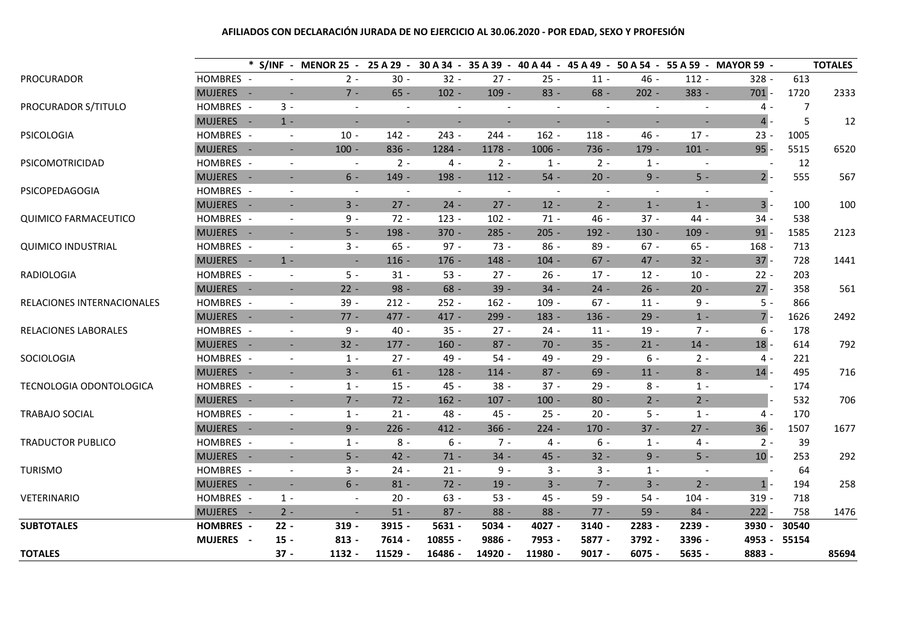**AFILIADOS CON DECLARACIÓN JURADA DE NO EJERCICIO AL 30.06.2020 - POR EDAD, SEXO Y PROFESIÓN**

| | | * S/INF | MENOR 25 | 25 A 29 | 30 A 34 | 35 A 39 | 40 A 44 | 45 A 49 | 50 A 54 | 55 A 59 | MAYOR 59 | | TOTALES |
|---|---|---|---|---|---|---|---|---|---|---|---|---|---|
| PROCURADOR | HOMBRES | - | 2 | 30 | 32 | 27 | 25 | 11 | 46 | 112 | 328 | 613 | |
| | MUJERES | - | 7 | 65 | 102 | 109 | 83 | 68 | 202 | 383 | 701 | 1720 | 2333 |
| PROCURADOR S/TITULO | HOMBRES | 3 | - | - | - | - | - | - | - | - | 4 | 7 | |
| | MUJERES | 1 | - | - | - | - | - | - | - | - | 4 | 5 | 12 |
| PSICOLOGIA | HOMBRES | - | 10 | 142 | 243 | 244 | 162 | 118 | 46 | 17 | 23 | 1005 | |
| | MUJERES | - | 100 | 836 | 1284 | 1178 | 1006 | 736 | 179 | 101 | 95 | 5515 | 6520 |
| PSICOMOTRICIDAD | HOMBRES | - | - | 2 | 4 | 2 | 1 | 2 | 1 | - | - | 12 | |
| | MUJERES | - | 6 | 149 | 198 | 112 | 54 | 20 | 9 | 5 | 2 | 555 | 567 |
| PSICOPEDAGOGIA | HOMBRES | - | - | - | - | - | - | - | - | - | - | | |
| | MUJERES | - | 3 | 27 | 24 | 27 | 12 | 2 | 1 | 1 | 3 | 100 | 100 |
| QUIMICO FARMACEUTICO | HOMBRES | - | 9 | 72 | 123 | 102 | 71 | 46 | 37 | 44 | 34 | 538 | |
| | MUJERES | - | 5 | 198 | 370 | 285 | 205 | 192 | 130 | 109 | 91 | 1585 | 2123 |
| QUIMICO INDUSTRIAL | HOMBRES | - | 3 | 65 | 97 | 73 | 86 | 89 | 67 | 65 | 168 | 713 | |
| | MUJERES | 1 | - | 116 | 176 | 148 | 104 | 67 | 47 | 32 | 37 | 728 | 1441 |
| RADIOLOGIA | HOMBRES | - | 5 | 31 | 53 | 27 | 26 | 17 | 12 | 10 | 22 | 203 | |
| | MUJERES | - | 22 | 98 | 68 | 39 | 34 | 24 | 26 | 20 | 27 | 358 | 561 |
| RELACIONES INTERNACIONALES | HOMBRES | - | 39 | 212 | 252 | 162 | 109 | 67 | 11 | 9 | 5 | 866 | |
| | MUJERES | - | 77 | 477 | 417 | 299 | 183 | 136 | 29 | 1 | 7 | 1626 | 2492 |
| RELACIONES LABORALES | HOMBRES | - | 9 | 40 | 35 | 27 | 24 | 11 | 19 | 7 | 6 | 178 | |
| | MUJERES | - | 32 | 177 | 160 | 87 | 70 | 35 | 21 | 14 | 18 | 614 | 792 |
| SOCIOLOGIA | HOMBRES | - | 1 | 27 | 49 | 54 | 49 | 29 | 6 | 2 | 4 | 221 | |
| | MUJERES | - | 3 | 61 | 128 | 114 | 87 | 69 | 11 | 8 | 14 | 495 | 716 |
| TECNOLOGIA ODONTOLOGICA | HOMBRES | - | 1 | 15 | 45 | 38 | 37 | 29 | 8 | 1 | - | 174 | |
| | MUJERES | - | 7 | 72 | 162 | 107 | 100 | 80 | 2 | 2 | | 532 | 706 |
| TRABAJO SOCIAL | HOMBRES | - | 1 | 21 | 48 | 45 | 25 | 20 | 5 | 1 | 4 | 170 | |
| | MUJERES | - | 9 | 226 | 412 | 366 | 224 | 170 | 37 | 27 | 36 | 1507 | 1677 |
| TRADUCTOR PUBLICO | HOMBRES | - | 1 | 8 | 6 | 7 | 4 | 6 | 1 | 4 | 2 | 39 | |
| | MUJERES | - | 5 | 42 | 71 | 34 | 45 | 32 | 9 | 5 | 10 | 253 | 292 |
| TURISMO | HOMBRES | - | 3 | 24 | 21 | 9 | 3 | 3 | 1 | - | - | 64 | |
| | MUJERES | - | 6 | 81 | 72 | 19 | 3 | 7 | 3 | 2 | 1 | 194 | 258 |
| VETERINARIO | HOMBRES | 1 | - | 20 | 63 | 53 | 45 | 59 | 54 | 104 | 319 | 718 | |
| | MUJERES | 2 | - | 51 | 87 | 88 | 88 | 77 | 59 | 84 | 222 | 758 | 1476 |
| **SUBTOTALES** | **HOMBRES** | **22** | **319** | **3915** | **5631** | **5034** | **4027** | **3140** | **2283** | **2239** | **3930** | **30540** | |
| | **MUJERES** | **15** | **813** | **7614** | **10855** | **9886** | **7953** | **5877** | **3792** | **3396** | **4953** | **55154** | |
| **TOTALES** | | **37** | **1132** | **11529** | **16486** | **14920** | **11980** | **9017** | **6075** | **5635** | **8883** | | **85694** |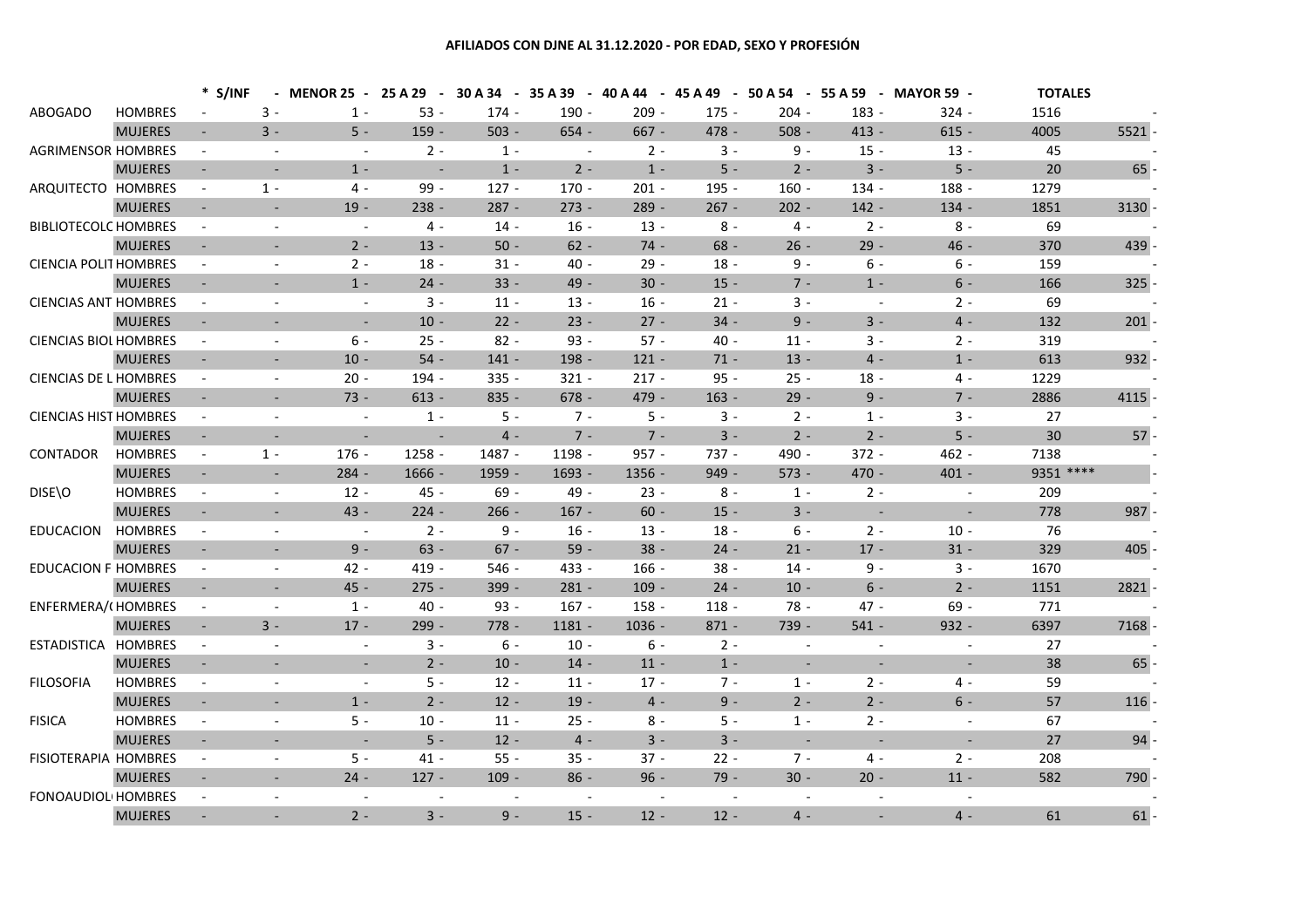**AFILIADOS CON DJNE AL 31.12.2020 - POR EDAD, SEXO Y PROFESIÓN**

| | | * S/INF | MENOR 25 | 25 A 29 | 30 A 34 | 35 A 39 | 40 A 44 | 45 A 49 | 50 A 54 | 55 A 59 | MAYOR 59 | TOTALES | |
|---|---|---|---|---|---|---|---|---|---|---|---|---|---|
| ABOGADO | HOMBRES | - | 3 | 1 | 53 | 174 | 190 | 209 | 175 | 204 | 183 | 324 | 1516 |
| | MUJERES | - | 3 | 5 | 159 | 503 | 654 | 667 | 478 | 508 | 413 | 615 | 4005 | 5521 |
| AGRIMENSOR | HOMBRES | - | - | - | 2 | 1 | - | 2 | 3 | 9 | 15 | 13 | 45 |
| | MUJERES | - | - | 1 | - | 1 | 2 | 1 | 5 | 2 | 3 | 5 | 20 | 65 |
| ARQUITECTO | HOMBRES | - | 1 | 4 | 99 | 127 | 170 | 201 | 195 | 160 | 134 | 188 | 1279 |
| | MUJERES | - | - | 19 | 238 | 287 | 273 | 289 | 267 | 202 | 142 | 134 | 1851 | 3130 |
| BIBLIOTECOLC | HOMBRES | - | - | - | 4 | 14 | 16 | 13 | 8 | 4 | 2 | 8 | 69 |
| | MUJERES | - | - | 2 | 13 | 50 | 62 | 74 | 68 | 26 | 29 | 46 | 370 | 439 |
| CIENCIA POLIT | HOMBRES | - | - | 2 | 18 | 31 | 40 | 29 | 18 | 9 | 6 | 6 | 159 |
| | MUJERES | - | - | 1 | 24 | 33 | 49 | 30 | 15 | 7 | 1 | 6 | 166 | 325 |
| CIENCIAS ANT | HOMBRES | - | - | - | 3 | 11 | 13 | 16 | 21 | 3 | - | 2 | 69 |
| | MUJERES | - | - | - | 10 | 22 | 23 | 27 | 34 | 9 | 3 | 4 | 132 | 201 |
| CIENCIAS BIOL | HOMBRES | - | - | 6 | 25 | 82 | 93 | 57 | 40 | 11 | 3 | 2 | 319 |
| | MUJERES | - | - | 10 | 54 | 141 | 198 | 121 | 71 | 13 | 4 | 1 | 613 | 932 |
| CIENCIAS DE L | HOMBRES | - | - | 20 | 194 | 335 | 321 | 217 | 95 | 25 | 18 | 4 | 1229 |
| | MUJERES | - | - | 73 | 613 | 835 | 678 | 479 | 163 | 29 | 9 | 7 | 2886 | 4115 |
| CIENCIAS HIST | HOMBRES | - | - | - | 1 | 5 | 7 | 5 | 3 | 2 | 1 | 3 | 27 |
| | MUJERES | - | - | - | - | 4 | 7 | 7 | 3 | 2 | 2 | 5 | 30 | 57 |
| CONTADOR | HOMBRES | - | 1 | 176 | 1258 | 1487 | 1198 | 957 | 737 | 490 | 372 | 462 | 7138 |
| | MUJERES | - | - | 284 | 1666 | 1959 | 1693 | 1356 | 949 | 573 | 470 | 401 | 9351 **** | |
| DISE\O | HOMBRES | - | - | 12 | 45 | 69 | 49 | 23 | 8 | 1 | 2 | - | 209 |
| | MUJERES | - | - | 43 | 224 | 266 | 167 | 60 | 15 | 3 | - | - | 778 | 987 |
| EDUCACION | HOMBRES | - | - | - | 2 | 9 | 16 | 13 | 18 | 6 | 2 | 10 | 76 |
| | MUJERES | - | - | 9 | 63 | 67 | 59 | 38 | 24 | 21 | 17 | 31 | 329 | 405 |
| EDUCACION F | HOMBRES | - | - | 42 | 419 | 546 | 433 | 166 | 38 | 14 | 9 | 3 | 1670 |
| | MUJERES | - | - | 45 | 275 | 399 | 281 | 109 | 24 | 10 | 6 | 2 | 1151 | 2821 |
| ENFERMERA/( | HOMBRES | - | - | 1 | 40 | 93 | 167 | 158 | 118 | 78 | 47 | 69 | 771 |
| | MUJERES | - | 3 | 17 | 299 | 778 | 1181 | 1036 | 871 | 739 | 541 | 932 | 6397 | 7168 |
| ESTADISTICA | HOMBRES | - | - | - | 3 | 6 | 10 | 6 | 2 | - | - | - | 27 |
| | MUJERES | - | - | - | 2 | 10 | 14 | 11 | 1 | - | - | - | 38 | 65 |
| FILOSOFIA | HOMBRES | - | - | - | 5 | 12 | 11 | 17 | 7 | 1 | 2 | 4 | 59 |
| | MUJERES | - | - | 1 | 2 | 12 | 19 | 4 | 9 | 2 | 2 | 6 | 57 | 116 |
| FISICA | HOMBRES | - | - | 5 | 10 | 11 | 25 | 8 | 5 | 1 | 2 | - | 67 |
| | MUJERES | - | - | - | 5 | 12 | 4 | 3 | 3 | - | - | - | 27 | 94 |
| FISIOTERAPIA | HOMBRES | - | - | 5 | 41 | 55 | 35 | 37 | 22 | 7 | 4 | 2 | 208 |
| | MUJERES | - | - | 24 | 127 | 109 | 86 | 96 | 79 | 30 | 20 | 11 | 582 | 790 |
| FONOAUDIOL | HOMBRES | - | - | - | - | - | - | - | - | - | - | - | |
| | MUJERES | - | - | 2 | 3 | 9 | 15 | 12 | 12 | 4 | - | 4 | 61 | 61 |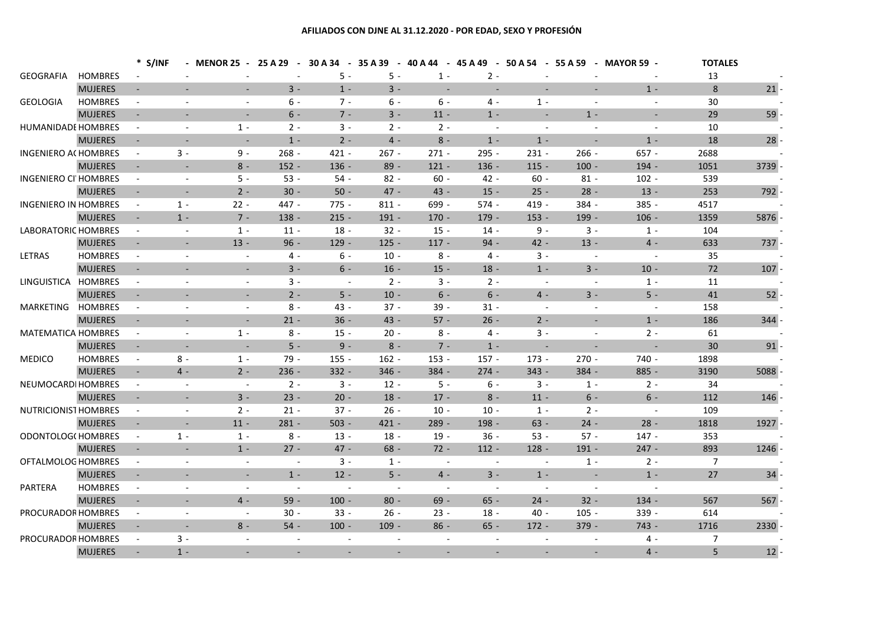# AFILIADOS CON DJNE AL 31.12.2020 - POR EDAD, SEXO Y PROFESIÓN

| | | * S/INF | MENOR 25 | 25 A 29 | 30 A 34 | 35 A 39 | 40 A 44 | 45 A 49 | 50 A 54 | 55 A 59 | MAYOR 59 | TOTALES | |
|---|---|---|---|---|---|---|---|---|---|---|---|---|---|
| GEOGRAFIA | HOMBRES | - | - | - | 5 | 5 | 1 | 2 | - | - | - | 13 | - |
| | MUJERES | - | - | 3 | 1 | 3 | - | - | - | - | 1 | 8 | 21 |
| GEOLOGIA | HOMBRES | - | - | 6 | 7 | 6 | 6 | 4 | 1 | - | - | 30 | - |
| | MUJERES | - | - | 6 | 7 | 3 | 11 | 1 | - | 1 | - | 29 | 59 |
| HUMANIDADE | HOMBRES | - | 1 | 2 | 3 | 2 | 2 | - | - | - | - | 10 | - |
| | MUJERES | - | - | 1 | 2 | 4 | 8 | 1 | 1 | - | 1 | 18 | 28 |
| INGENIERO AC | HOMBRES | 3 | 9 | 268 | 421 | 267 | 271 | 295 | 231 | 266 | 657 | 2688 | - |
| | MUJERES | - | 8 | 152 | 136 | 89 | 121 | 136 | 115 | 100 | 194 | 1051 | 3739 |
| INGENIERO CI | HOMBRES | - | 5 | 53 | 54 | 82 | 60 | 42 | 60 | 81 | 102 | 539 | - |
| | MUJERES | - | 2 | 30 | 50 | 47 | 43 | 15 | 25 | 28 | 13 | 253 | 792 |
| INGENIERO IN | HOMBRES | 1 | 22 | 447 | 775 | 811 | 699 | 574 | 419 | 384 | 385 | 4517 | - |
| | MUJERES | 1 | 7 | 138 | 215 | 191 | 170 | 179 | 153 | 199 | 106 | 1359 | 5876 |
| LABORATORIC | HOMBRES | - | 1 | 11 | 18 | 32 | 15 | 14 | 9 | 3 | 1 | 104 | - |
| | MUJERES | - | 13 | 96 | 129 | 125 | 117 | 94 | 42 | 13 | 4 | 633 | 737 |
| LETRAS | HOMBRES | - | - | 4 | 6 | 10 | 8 | 4 | 3 | - | - | 35 | - |
| | MUJERES | - | - | 3 | 6 | 16 | 15 | 18 | 1 | 3 | 10 | 72 | 107 |
| LINGUISTICA | HOMBRES | - | - | 3 | - | 2 | 3 | 2 | - | - | 1 | 11 | - |
| | MUJERES | - | - | 2 | 5 | 10 | 6 | 6 | 4 | 3 | 5 | 41 | 52 |
| MARKETING | HOMBRES | - | - | 8 | 43 | 37 | 39 | 31 | - | - | - | 158 | - |
| | MUJERES | - | - | 21 | 36 | 43 | 57 | 26 | 2 | - | 1 | 186 | 344 |
| MATEMATICA | HOMBRES | - | 1 | 8 | 15 | 20 | 8 | 4 | 3 | - | 2 | 61 | - |
| | MUJERES | - | - | 5 | 9 | 8 | 7 | 1 | - | - | - | 30 | 91 |
| MEDICO | HOMBRES | 8 | 1 | 79 | 155 | 162 | 153 | 157 | 173 | 270 | 740 | 1898 | - |
| | MUJERES | 4 | 2 | 236 | 332 | 346 | 384 | 274 | 343 | 384 | 885 | 3190 | 5088 |
| NEUMOCARDI | HOMBRES | - | - | 2 | 3 | 12 | 5 | 6 | 3 | 1 | 2 | 34 | - |
| | MUJERES | - | 3 | 23 | 20 | 18 | 17 | 8 | 11 | 6 | 6 | 112 | 146 |
| NUTRICIONIST | HOMBRES | - | 2 | 21 | 37 | 26 | 10 | 10 | 1 | 2 | - | 109 | - |
| | MUJERES | - | 11 | 281 | 503 | 421 | 289 | 198 | 63 | 24 | 28 | 1818 | 1927 |
| ODONTOLOG( | HOMBRES | 1 | 1 | 8 | 13 | 18 | 19 | 36 | 53 | 57 | 147 | 353 | - |
| | MUJERES | - | 1 | 27 | 47 | 68 | 72 | 112 | 128 | 191 | 247 | 893 | 1246 |
| OFTALMOLOG | HOMBRES | - | - | - | 3 | 1 | - | - | - | 1 | 2 | 7 | - |
| | MUJERES | - | - | 1 | 12 | 5 | 4 | 3 | 1 | - | 1 | 27 | 34 |
| PARTERA | HOMBRES | - | - | - | - | - | - | - | - | - | - | | - |
| | MUJERES | - | 4 | 59 | 100 | 80 | 69 | 65 | 24 | 32 | 134 | 567 | 567 |
| PROCURADOR | HOMBRES | - | - | 30 | 33 | 26 | 23 | 18 | 40 | 105 | 339 | 614 | - |
| | MUJERES | - | 8 | 54 | 100 | 109 | 86 | 65 | 172 | 379 | 743 | 1716 | 2330 |
| PROCURADOR | HOMBRES | 3 | - | - | - | - | - | - | - | - | 4 | 7 | - |
| | MUJERES | 1 | - | - | - | - | - | - | - | - | 4 | 5 | 12 |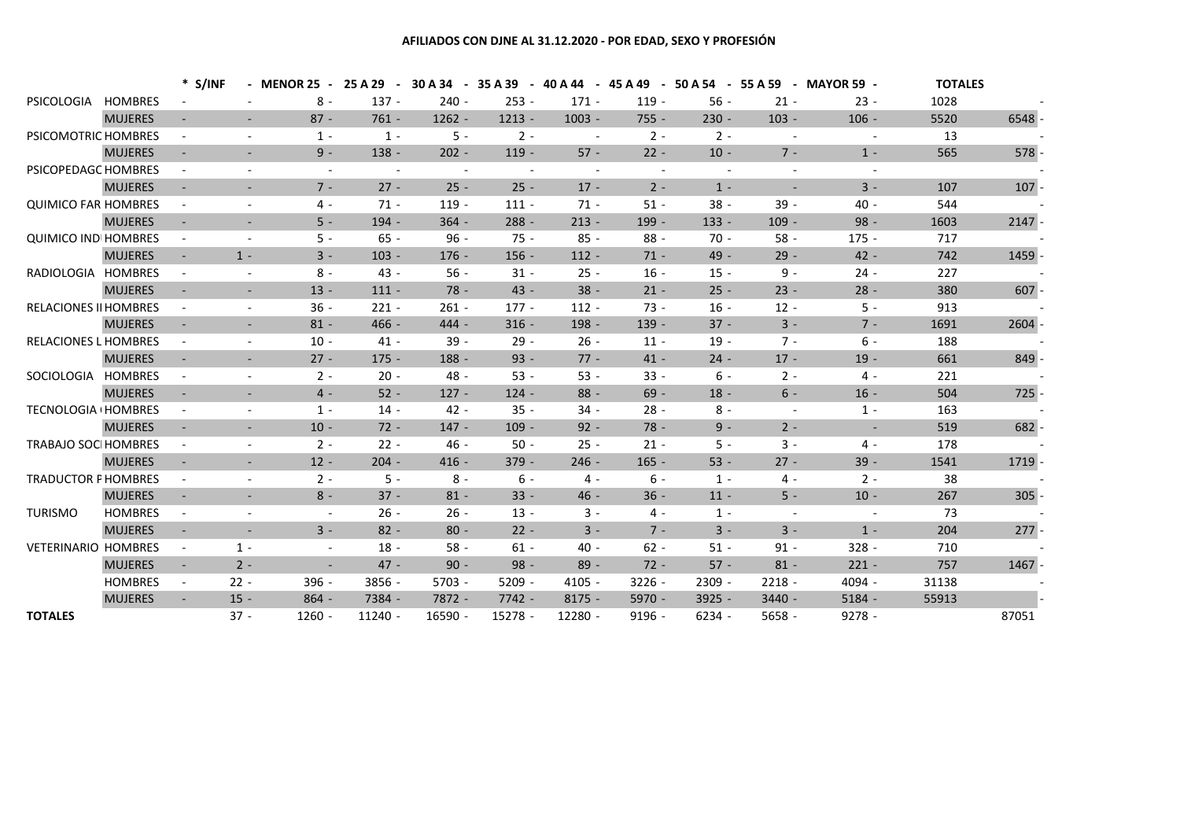# AFILIADOS CON DJNE AL 31.12.2020 - POR EDAD, SEXO Y PROFESIÓN

| | | * | S/INF | MENOR 25 | 25 A 29 | 30 A 34 | 35 A 39 | 40 A 44 | 45 A 49 | 50 A 54 | 55 A 59 | MAYOR 59 | TOTALES | |
|---|---|---|---|---|---|---|---|---|---|---|---|---|---|---|
| PSICOLOGIA | HOMBRES | - | - | 8 | 137 | 240 | 253 | 171 | 119 | 56 | 21 | 23 | 1028 | - |
| | MUJERES | - | - | 87 | 761 | 1262 | 1213 | 1003 | 755 | 230 | 103 | 106 | 5520 | 6548 |
| PSICOMOTRIC | HOMBRES | - | - | 1 | 1 | 5 | 2 | - | 2 | 2 | - | - | 13 | - |
| | MUJERES | - | - | 9 | 138 | 202 | 119 | 57 | 22 | 10 | 7 | 1 | 565 | 578 |
| PSICOPEDAGC | HOMBRES | - | - | - | - | - | - | - | - | - | - | - | | - |
| | MUJERES | - | - | 7 | 27 | 25 | 25 | 17 | 2 | 1 | - | 3 | 107 | 107 |
| QUIMICO FAR | HOMBRES | - | - | 4 | 71 | 119 | 111 | 71 | 51 | 38 | 39 | 40 | 544 | - |
| | MUJERES | - | - | 5 | 194 | 364 | 288 | 213 | 199 | 133 | 109 | 98 | 1603 | 2147 |
| QUIMICO IND | HOMBRES | - | - | 5 | 65 | 96 | 75 | 85 | 88 | 70 | 58 | 175 | 717 | - |
| | MUJERES | - | 1 | 3 | 103 | 176 | 156 | 112 | 71 | 49 | 29 | 42 | 742 | 1459 |
| RADIOLOGIA | HOMBRES | - | - | 8 | 43 | 56 | 31 | 25 | 16 | 15 | 9 | 24 | 227 | - |
| | MUJERES | - | - | 13 | 111 | 78 | 43 | 38 | 21 | 25 | 23 | 28 | 380 | 607 |
| RELACIONES II | HOMBRES | - | - | 36 | 221 | 261 | 177 | 112 | 73 | 16 | 12 | 5 | 913 | - |
| | MUJERES | - | - | 81 | 466 | 444 | 316 | 198 | 139 | 37 | 3 | 7 | 1691 | 2604 |
| RELACIONES L | HOMBRES | - | - | 10 | 41 | 39 | 29 | 26 | 11 | 19 | 7 | 6 | 188 | - |
| | MUJERES | - | - | 27 | 175 | 188 | 93 | 77 | 41 | 24 | 17 | 19 | 661 | 849 |
| SOCIOLOGIA | HOMBRES | - | - | 2 | 20 | 48 | 53 | 53 | 33 | 6 | 2 | 4 | 221 | - |
| | MUJERES | - | - | 4 | 52 | 127 | 124 | 88 | 69 | 18 | 6 | 16 | 504 | 725 |
| TECNOLOGIA ( | HOMBRES | - | - | 1 | 14 | 42 | 35 | 34 | 28 | 8 | - | 1 | 163 | - |
| | MUJERES | - | - | 10 | 72 | 147 | 109 | 92 | 78 | 9 | 2 | - | 519 | 682 |
| TRABAJO SOC | HOMBRES | - | - | 2 | 22 | 46 | 50 | 25 | 21 | 5 | 3 | 4 | 178 | - |
| | MUJERES | - | - | 12 | 204 | 416 | 379 | 246 | 165 | 53 | 27 | 39 | 1541 | 1719 |
| TRADUCTOR P | HOMBRES | - | - | 2 | 5 | 8 | 6 | 4 | 6 | 1 | 4 | 2 | 38 | - |
| | MUJERES | - | - | 8 | 37 | 81 | 33 | 46 | 36 | 11 | 5 | 10 | 267 | 305 |
| TURISMO | HOMBRES | - | - | - | 26 | 26 | 13 | 3 | 4 | 1 | - | - | 73 | - |
| | MUJERES | - | - | 3 | 82 | 80 | 22 | 3 | 7 | 3 | 3 | 1 | 204 | 277 |
| VETERINARIO | HOMBRES | - | 1 | - | 18 | 58 | 61 | 40 | 62 | 51 | 91 | 328 | 710 | - |
| | MUJERES | - | 2 | - | 47 | 90 | 98 | 89 | 72 | 57 | 81 | 221 | 757 | 1467 |
| | HOMBRES | - | 22 | 396 | 3856 | 5703 | 5209 | 4105 | 3226 | 2309 | 2218 | 4094 | 31138 | - |
| | MUJERES | - | 15 | 864 | 7384 | 7872 | 7742 | 8175 | 5970 | 3925 | 3440 | 5184 | 55913 | - |
| **TOTALES** | | | 37 | 1260 | 11240 | 16590 | 15278 | 12280 | 9196 | 6234 | 5658 | 9278 | | 87051 |